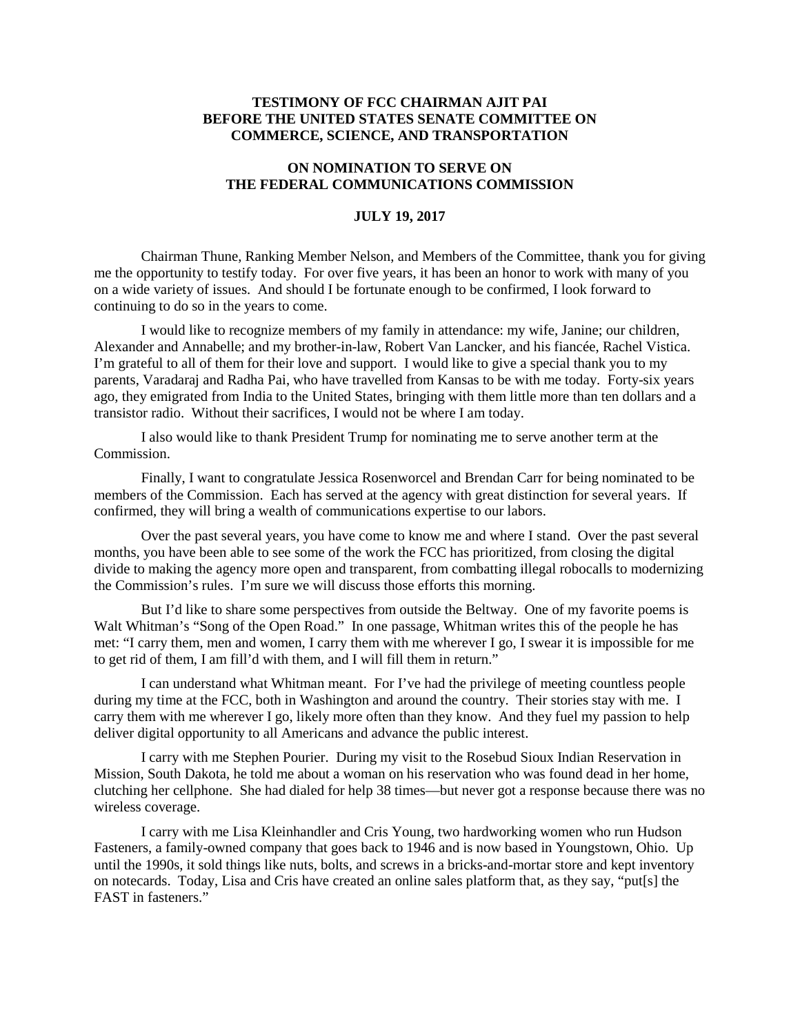# TESTIMONY OF FCC CHAIRMAN AJIT PAI BEFORE THE UNITED STATES SENATE COMMITTEE ON COMMERCE, SCIENCE, AND TRANSPORTATION

## ON NOMINATION TO SERVE ON THE FEDERAL COMMUNICATIONS COMMISSION

### JULY 19, 2017

Chairman Thune, Ranking Member Nelson, and Members of the Committee, thank you for giving me the opportunity to testify today. For over five years, it has been an honor to work with many of you on a wide variety of issues. And should I be fortunate enough to be confirmed, I look forward to continuing to do so in the years to come.

I would like to recognize members of my family in attendance: my wife, Janine; our children, Alexander and Annabelle; and my brother-in-law, Robert Van Lancker, and his fiancée, Rachel Vistica. I'm grateful to all of them for their love and support. I would like to give a special thank you to my parents, Varadaraj and Radha Pai, who have travelled from Kansas to be with me today. Forty-six years ago, they emigrated from India to the United States, bringing with them little more than ten dollars and a transistor radio. Without their sacrifices, I would not be where I am today.

I also would like to thank President Trump for nominating me to serve another term at the Commission.

Finally, I want to congratulate Jessica Rosenworcel and Brendan Carr for being nominated to be members of the Commission. Each has served at the agency with great distinction for several years. If confirmed, they will bring a wealth of communications expertise to our labors.

Over the past several years, you have come to know me and where I stand. Over the past several months, you have been able to see some of the work the FCC has prioritized, from closing the digital divide to making the agency more open and transparent, from combatting illegal robocalls to modernizing the Commission's rules. I'm sure we will discuss those efforts this morning.

But I'd like to share some perspectives from outside the Beltway. One of my favorite poems is Walt Whitman's "Song of the Open Road." In one passage, Whitman writes this of the people he has met: "I carry them, men and women, I carry them with me wherever I go, I swear it is impossible for me to get rid of them, I am fill'd with them, and I will fill them in return."

I can understand what Whitman meant. For I've had the privilege of meeting countless people during my time at the FCC, both in Washington and around the country. Their stories stay with me. I carry them with me wherever I go, likely more often than they know. And they fuel my passion to help deliver digital opportunity to all Americans and advance the public interest.

I carry with me Stephen Pourier. During my visit to the Rosebud Sioux Indian Reservation in Mission, South Dakota, he told me about a woman on his reservation who was found dead in her home, clutching her cellphone. She had dialed for help 38 times—but never got a response because there was no wireless coverage.

I carry with me Lisa Kleinhandler and Cris Young, two hardworking women who run Hudson Fasteners, a family-owned company that goes back to 1946 and is now based in Youngstown, Ohio. Up until the 1990s, it sold things like nuts, bolts, and screws in a bricks-and-mortar store and kept inventory on notecards. Today, Lisa and Cris have created an online sales platform that, as they say, "put[s] the FAST in fasteners."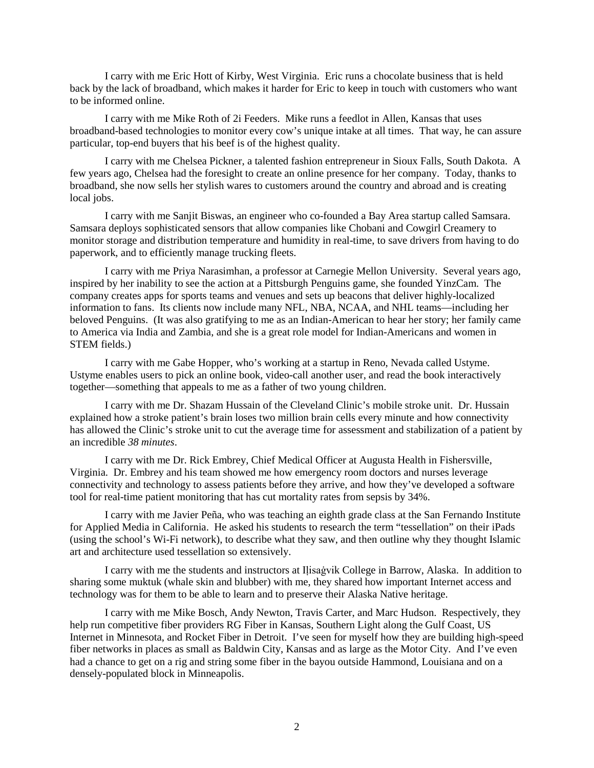I carry with me Eric Hott of Kirby, West Virginia. Eric runs a chocolate business that is held back by the lack of broadband, which makes it harder for Eric to keep in touch with customers who want to be informed online.

I carry with me Mike Roth of 2i Feeders. Mike runs a feedlot in Allen, Kansas that uses broadband-based technologies to monitor every cow's unique intake at all times. That way, he can assure particular, top-end buyers that his beef is of the highest quality.

I carry with me Chelsea Pickner, a talented fashion entrepreneur in Sioux Falls, South Dakota. A few years ago, Chelsea had the foresight to create an online presence for her company. Today, thanks to broadband, she now sells her stylish wares to customers around the country and abroad and is creating local jobs.

I carry with me Sanjit Biswas, an engineer who co-founded a Bay Area startup called Samsara. Samsara deploys sophisticated sensors that allow companies like Chobani and Cowgirl Creamery to monitor storage and distribution temperature and humidity in real-time, to save drivers from having to do paperwork, and to efficiently manage trucking fleets.

I carry with me Priya Narasimhan, a professor at Carnegie Mellon University. Several years ago, inspired by her inability to see the action at a Pittsburgh Penguins game, she founded YinzCam. The company creates apps for sports teams and venues and sets up beacons that deliver highly-localized information to fans. Its clients now include many NFL, NBA, NCAA, and NHL teams—including her beloved Penguins. (It was also gratifying to me as an Indian-American to hear her story; her family came to America via India and Zambia, and she is a great role model for Indian-Americans and women in STEM fields.)

I carry with me Gabe Hopper, who's working at a startup in Reno, Nevada called Ustyme. Ustyme enables users to pick an online book, video-call another user, and read the book interactively together—something that appeals to me as a father of two young children.

I carry with me Dr. Shazam Hussain of the Cleveland Clinic's mobile stroke unit. Dr. Hussain explained how a stroke patient's brain loses two million brain cells every minute and how connectivity has allowed the Clinic's stroke unit to cut the average time for assessment and stabilization of a patient by an incredible *38 minutes*.

I carry with me Dr. Rick Embrey, Chief Medical Officer at Augusta Health in Fishersville, Virginia. Dr. Embrey and his team showed me how emergency room doctors and nurses leverage connectivity and technology to assess patients before they arrive, and how they've developed a software tool for real-time patient monitoring that has cut mortality rates from sepsis by 34%.

I carry with me Javier Peña, who was teaching an eighth grade class at the San Fernando Institute for Applied Media in California. He asked his students to research the term "tessellation" on their iPads (using the school's Wi-Fi network), to describe what they saw, and then outline why they thought Islamic art and architecture used tessellation so extensively.

I carry with me the students and instructors at Iḷisaġvik College in Barrow, Alaska. In addition to sharing some muktuk (whale skin and blubber) with me, they shared how important Internet access and technology was for them to be able to learn and to preserve their Alaska Native heritage.

I carry with me Mike Bosch, Andy Newton, Travis Carter, and Marc Hudson. Respectively, they help run competitive fiber providers RG Fiber in Kansas, Southern Light along the Gulf Coast, US Internet in Minnesota, and Rocket Fiber in Detroit. I've seen for myself how they are building high-speed fiber networks in places as small as Baldwin City, Kansas and as large as the Motor City. And I've even had a chance to get on a rig and string some fiber in the bayou outside Hammond, Louisiana and on a densely-populated block in Minneapolis.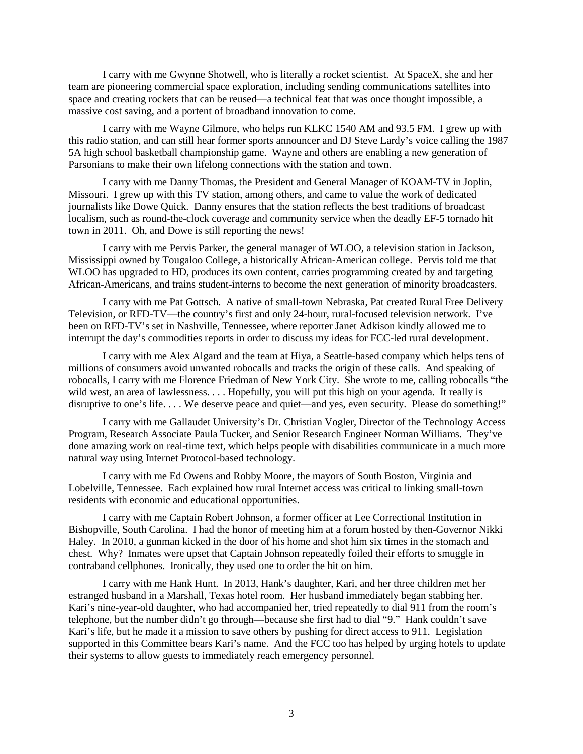I carry with me Gwynne Shotwell, who is literally a rocket scientist. At SpaceX, she and her team are pioneering commercial space exploration, including sending communications satellites into space and creating rockets that can be reused—a technical feat that was once thought impossible, a massive cost saving, and a portent of broadband innovation to come.

I carry with me Wayne Gilmore, who helps run KLKC 1540 AM and 93.5 FM. I grew up with this radio station, and can still hear former sports announcer and DJ Steve Lardy's voice calling the 1987 5A high school basketball championship game. Wayne and others are enabling a new generation of Parsonians to make their own lifelong connections with the station and town.

I carry with me Danny Thomas, the President and General Manager of KOAM-TV in Joplin, Missouri. I grew up with this TV station, among others, and came to value the work of dedicated journalists like Dowe Quick. Danny ensures that the station reflects the best traditions of broadcast localism, such as round-the-clock coverage and community service when the deadly EF-5 tornado hit town in 2011. Oh, and Dowe is still reporting the news!

I carry with me Pervis Parker, the general manager of WLOO, a television station in Jackson, Mississippi owned by Tougaloo College, a historically African-American college. Pervis told me that WLOO has upgraded to HD, produces its own content, carries programming created by and targeting African-Americans, and trains student-interns to become the next generation of minority broadcasters.

I carry with me Pat Gottsch. A native of small-town Nebraska, Pat created Rural Free Delivery Television, or RFD-TV—the country's first and only 24-hour, rural-focused television network. I've been on RFD-TV's set in Nashville, Tennessee, where reporter Janet Adkison kindly allowed me to interrupt the day's commodities reports in order to discuss my ideas for FCC-led rural development.

I carry with me Alex Algard and the team at Hiya, a Seattle-based company which helps tens of millions of consumers avoid unwanted robocalls and tracks the origin of these calls. And speaking of robocalls, I carry with me Florence Friedman of New York City. She wrote to me, calling robocalls "the wild west, an area of lawlessness. . . . Hopefully, you will put this high on your agenda. It really is disruptive to one's life. . . . We deserve peace and quiet—and yes, even security. Please do something!"

I carry with me Gallaudet University's Dr. Christian Vogler, Director of the Technology Access Program, Research Associate Paula Tucker, and Senior Research Engineer Norman Williams. They've done amazing work on real-time text, which helps people with disabilities communicate in a much more natural way using Internet Protocol-based technology.

I carry with me Ed Owens and Robby Moore, the mayors of South Boston, Virginia and Lobelville, Tennessee. Each explained how rural Internet access was critical to linking small-town residents with economic and educational opportunities.

I carry with me Captain Robert Johnson, a former officer at Lee Correctional Institution in Bishopville, South Carolina. I had the honor of meeting him at a forum hosted by then-Governor Nikki Haley. In 2010, a gunman kicked in the door of his home and shot him six times in the stomach and chest. Why? Inmates were upset that Captain Johnson repeatedly foiled their efforts to smuggle in contraband cellphones. Ironically, they used one to order the hit on him.

I carry with me Hank Hunt. In 2013, Hank's daughter, Kari, and her three children met her estranged husband in a Marshall, Texas hotel room. Her husband immediately began stabbing her. Kari's nine-year-old daughter, who had accompanied her, tried repeatedly to dial 911 from the room's telephone, but the number didn't go through—because she first had to dial "9." Hank couldn't save Kari's life, but he made it a mission to save others by pushing for direct access to 911. Legislation supported in this Committee bears Kari's name. And the FCC too has helped by urging hotels to update their systems to allow guests to immediately reach emergency personnel.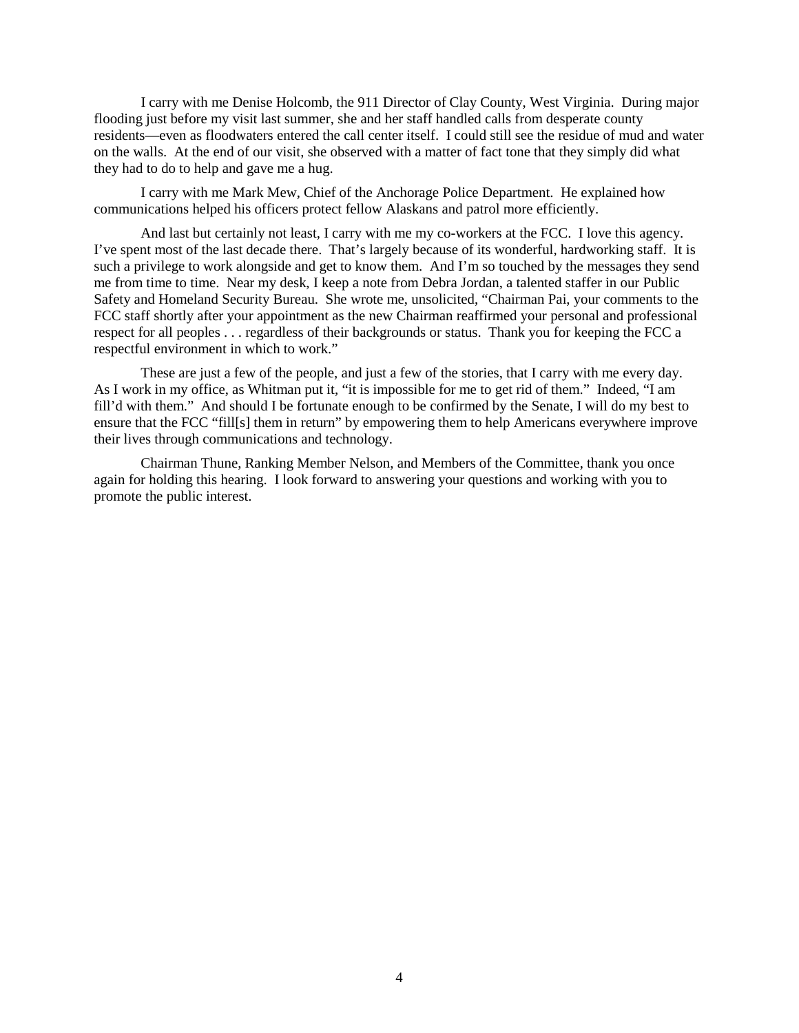I carry with me Denise Holcomb, the 911 Director of Clay County, West Virginia. During major flooding just before my visit last summer, she and her staff handled calls from desperate county residents—even as floodwaters entered the call center itself. I could still see the residue of mud and water on the walls. At the end of our visit, she observed with a matter of fact tone that they simply did what they had to do to help and gave me a hug.

I carry with me Mark Mew, Chief of the Anchorage Police Department. He explained how communications helped his officers protect fellow Alaskans and patrol more efficiently.

And last but certainly not least, I carry with me my co-workers at the FCC. I love this agency. I've spent most of the last decade there. That's largely because of its wonderful, hardworking staff. It is such a privilege to work alongside and get to know them. And I'm so touched by the messages they send me from time to time. Near my desk, I keep a note from Debra Jordan, a talented staffer in our Public Safety and Homeland Security Bureau. She wrote me, unsolicited, "Chairman Pai, your comments to the FCC staff shortly after your appointment as the new Chairman reaffirmed your personal and professional respect for all peoples . . . regardless of their backgrounds or status. Thank you for keeping the FCC a respectful environment in which to work."

These are just a few of the people, and just a few of the stories, that I carry with me every day. As I work in my office, as Whitman put it, "it is impossible for me to get rid of them." Indeed, "I am fill'd with them." And should I be fortunate enough to be confirmed by the Senate, I will do my best to ensure that the FCC "fill[s] them in return" by empowering them to help Americans everywhere improve their lives through communications and technology.

Chairman Thune, Ranking Member Nelson, and Members of the Committee, thank you once again for holding this hearing. I look forward to answering your questions and working with you to promote the public interest.